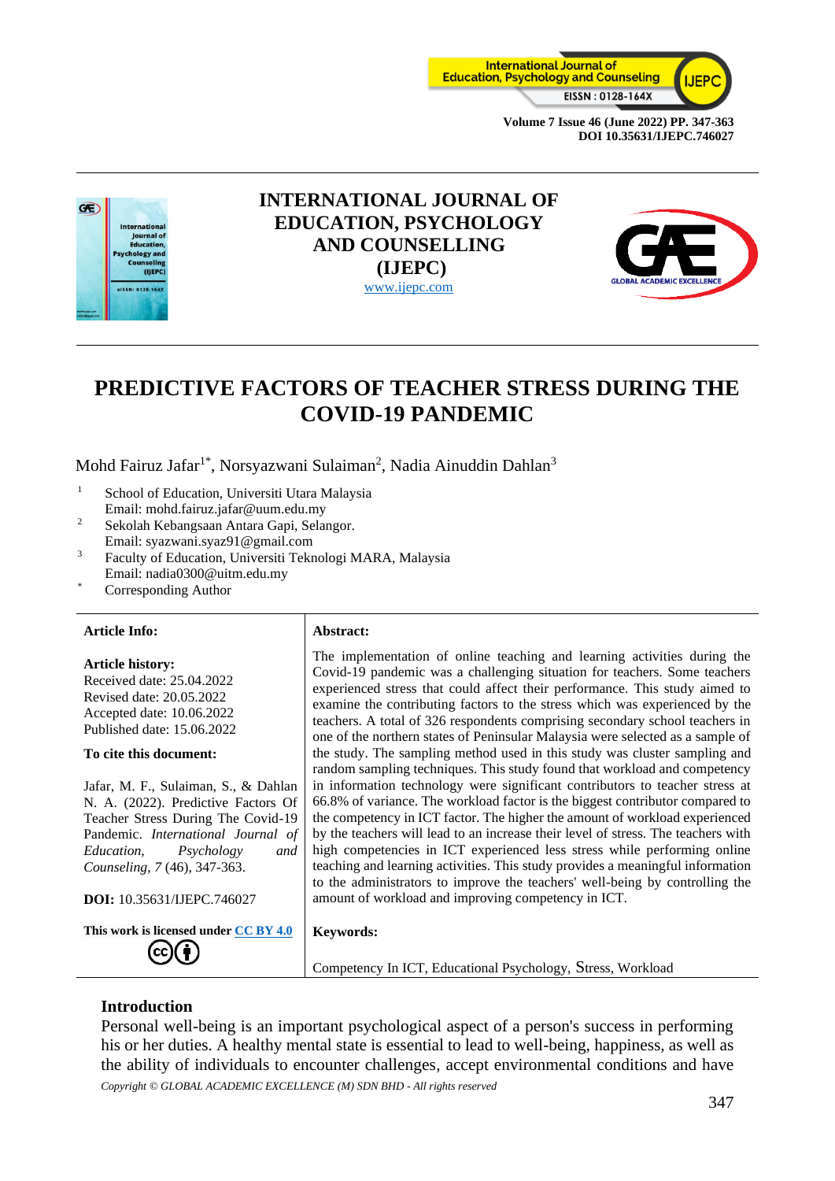# INTERNATIONAL JOURNAL OF EDUCATION, PSYCHOLOGY AND COUNSELLING (IJEPC)

www.ijepc.com

# PREDICTIVE FACTORS OF TEACHER STRESS DURING THE COVID-19 PANDEMIC

Mohd Fairuz Jafar[1*], Norsyazwani Sulaiman[2], Nadia Ainuddin Dahlan[3]

[1] School of Education, Universiti Utara Malaysia
Email: mohd.fairuz.jafar@uum.edu.my

[2] Sekolah Kebangsaan Antara Gapi, Selangor.
Email: syazwani.syaz91@gmail.com

[3] Faculty of Education, Universiti Teknologi MARA, Malaysia
Email: nadia0300@uitm.edu.my

[*] Corresponding Author

**Article Info:**

**Article history:**
Received date: 25.04.2022
Revised date: 20.05.2022
Accepted date: 10.06.2022
Published date: 15.06.2022

**To cite this document:**

Jafar, M. F., Sulaiman, S., & Dahlan N. A. (2022). Predictive Factors Of Teacher Stress During The Covid-19 Pandemic. *International Journal of Education, Psychology and Counseling*, *7* (46), 347-363.

**DOI:** 10.35631/IJEPC.746027

**This work is licensed under CC BY 4.0**

**Abstract:**

The implementation of online teaching and learning activities during the Covid-19 pandemic was a challenging situation for teachers. Some teachers experienced stress that could affect their performance. This study aimed to examine the contributing factors to the stress which was experienced by the teachers. A total of 326 respondents comprising secondary school teachers in one of the northern states of Peninsular Malaysia were selected as a sample of the study. The sampling method used in this study was cluster sampling and random sampling techniques. This study found that workload and competency in information technology were significant contributors to teacher stress at 66.8% of variance. The workload factor is the biggest contributor compared to the competency in ICT factor. The higher the amount of workload experienced by the teachers will lead to an increase their level of stress. The teachers with high competencies in ICT experienced less stress while performing online teaching and learning activities. This study provides a meaningful information to the administrators to improve the teachers' well-being by controlling the amount of workload and improving competency in ICT.

**Keywords:**

Competency In ICT, Educational Psychology, Stress, Workload

## Introduction

Personal well-being is an important psychological aspect of a person's success in performing his or her duties. A healthy mental state is essential to lead to well-being, happiness, as well as the ability of individuals to encounter challenges, accept environmental conditions and have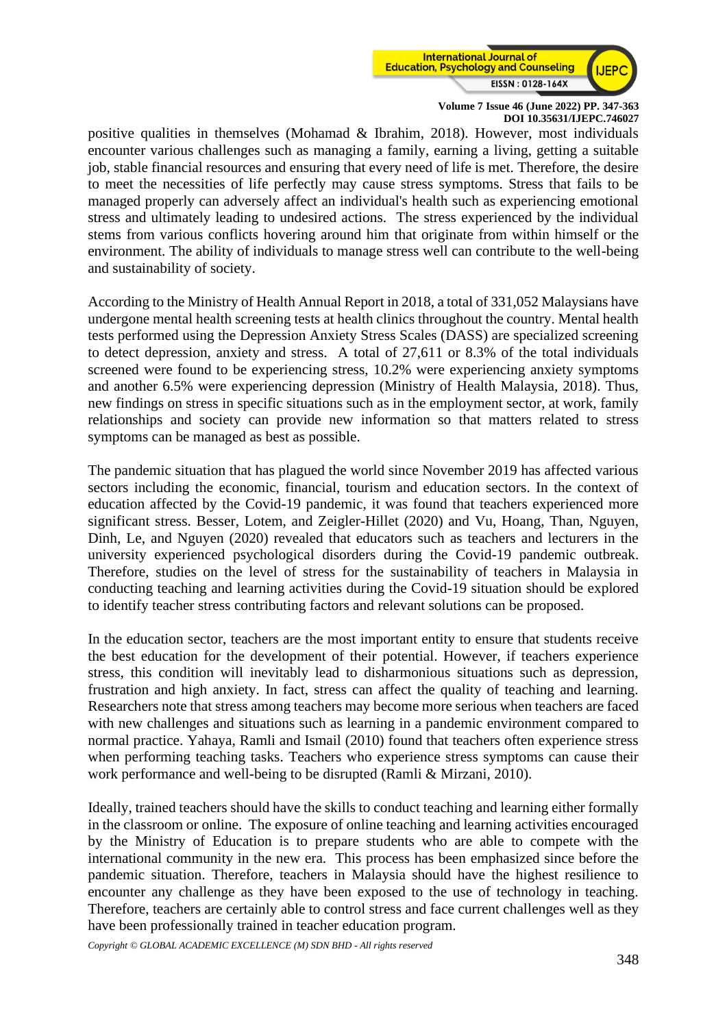positive qualities in themselves (Mohamad & Ibrahim, 2018). However, most individuals encounter various challenges such as managing a family, earning a living, getting a suitable job, stable financial resources and ensuring that every need of life is met. Therefore, the desire to meet the necessities of life perfectly may cause stress symptoms. Stress that fails to be managed properly can adversely affect an individual's health such as experiencing emotional stress and ultimately leading to undesired actions. The stress experienced by the individual stems from various conflicts hovering around him that originate from within himself or the environment. The ability of individuals to manage stress well can contribute to the well-being and sustainability of society.

According to the Ministry of Health Annual Report in 2018, a total of 331,052 Malaysians have undergone mental health screening tests at health clinics throughout the country. Mental health tests performed using the Depression Anxiety Stress Scales (DASS) are specialized screening to detect depression, anxiety and stress. A total of 27,611 or 8.3% of the total individuals screened were found to be experiencing stress, 10.2% were experiencing anxiety symptoms and another 6.5% were experiencing depression (Ministry of Health Malaysia, 2018). Thus, new findings on stress in specific situations such as in the employment sector, at work, family relationships and society can provide new information so that matters related to stress symptoms can be managed as best as possible.

The pandemic situation that has plagued the world since November 2019 has affected various sectors including the economic, financial, tourism and education sectors. In the context of education affected by the Covid-19 pandemic, it was found that teachers experienced more significant stress. Besser, Lotem, and Zeigler-Hillet (2020) and Vu, Hoang, Than, Nguyen, Dinh, Le, and Nguyen (2020) revealed that educators such as teachers and lecturers in the university experienced psychological disorders during the Covid-19 pandemic outbreak. Therefore, studies on the level of stress for the sustainability of teachers in Malaysia in conducting teaching and learning activities during the Covid-19 situation should be explored to identify teacher stress contributing factors and relevant solutions can be proposed.

In the education sector, teachers are the most important entity to ensure that students receive the best education for the development of their potential. However, if teachers experience stress, this condition will inevitably lead to disharmonious situations such as depression, frustration and high anxiety. In fact, stress can affect the quality of teaching and learning. Researchers note that stress among teachers may become more serious when teachers are faced with new challenges and situations such as learning in a pandemic environment compared to normal practice. Yahaya, Ramli and Ismail (2010) found that teachers often experience stress when performing teaching tasks. Teachers who experience stress symptoms can cause their work performance and well-being to be disrupted (Ramli & Mirzani, 2010).

Ideally, trained teachers should have the skills to conduct teaching and learning either formally in the classroom or online. The exposure of online teaching and learning activities encouraged by the Ministry of Education is to prepare students who are able to compete with the international community in the new era. This process has been emphasized since before the pandemic situation. Therefore, teachers in Malaysia should have the highest resilience to encounter any challenge as they have been exposed to the use of technology in teaching. Therefore, teachers are certainly able to control stress and face current challenges well as they have been professionally trained in teacher education program.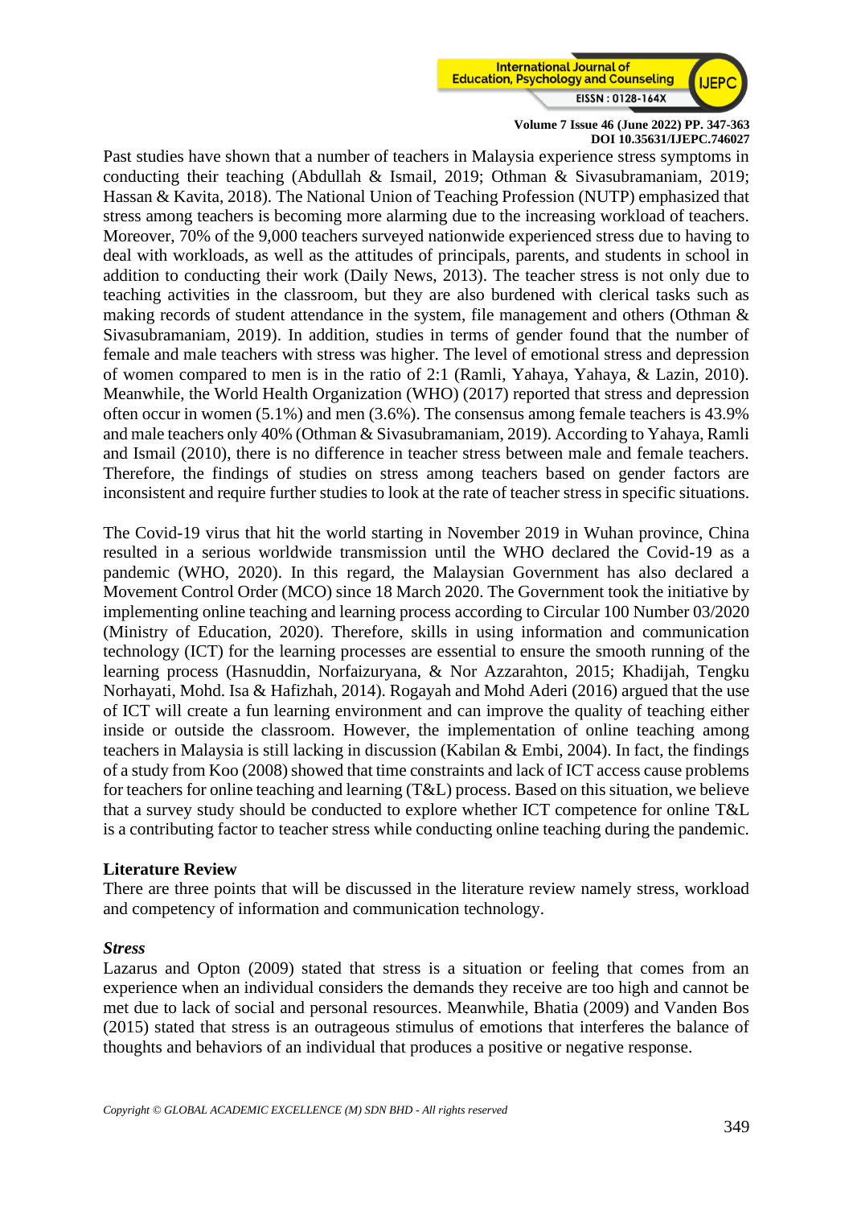Past studies have shown that a number of teachers in Malaysia experience stress symptoms in conducting their teaching (Abdullah & Ismail, 2019; Othman & Sivasubramaniam, 2019; Hassan & Kavita, 2018). The National Union of Teaching Profession (NUTP) emphasized that stress among teachers is becoming more alarming due to the increasing workload of teachers. Moreover, 70% of the 9,000 teachers surveyed nationwide experienced stress due to having to deal with workloads, as well as the attitudes of principals, parents, and students in school in addition to conducting their work (Daily News, 2013). The teacher stress is not only due to teaching activities in the classroom, but they are also burdened with clerical tasks such as making records of student attendance in the system, file management and others (Othman & Sivasubramaniam, 2019). In addition, studies in terms of gender found that the number of female and male teachers with stress was higher. The level of emotional stress and depression of women compared to men is in the ratio of 2:1 (Ramli, Yahaya, Yahaya, & Lazin, 2010). Meanwhile, the World Health Organization (WHO) (2017) reported that stress and depression often occur in women (5.1%) and men (3.6%). The consensus among female teachers is 43.9% and male teachers only 40% (Othman & Sivasubramaniam, 2019). According to Yahaya, Ramli and Ismail (2010), there is no difference in teacher stress between male and female teachers. Therefore, the findings of studies on stress among teachers based on gender factors are inconsistent and require further studies to look at the rate of teacher stress in specific situations.

The Covid-19 virus that hit the world starting in November 2019 in Wuhan province, China resulted in a serious worldwide transmission until the WHO declared the Covid-19 as a pandemic (WHO, 2020). In this regard, the Malaysian Government has also declared a Movement Control Order (MCO) since 18 March 2020. The Government took the initiative by implementing online teaching and learning process according to Circular 100 Number 03/2020 (Ministry of Education, 2020). Therefore, skills in using information and communication technology (ICT) for the learning processes are essential to ensure the smooth running of the learning process (Hasnuddin, Norfaizuryana, & Nor Azzarahton, 2015; Khadijah, Tengku Norhayati, Mohd. Isa & Hafizhah, 2014). Rogayah and Mohd Aderi (2016) argued that the use of ICT will create a fun learning environment and can improve the quality of teaching either inside or outside the classroom. However, the implementation of online teaching among teachers in Malaysia is still lacking in discussion (Kabilan & Embi, 2004). In fact, the findings of a study from Koo (2008) showed that time constraints and lack of ICT access cause problems for teachers for online teaching and learning (T&L) process. Based on this situation, we believe that a survey study should be conducted to explore whether ICT competence for online T&L is a contributing factor to teacher stress while conducting online teaching during the pandemic.

## Literature Review

There are three points that will be discussed in the literature review namely stress, workload and competency of information and communication technology.

### *Stress*

Lazarus and Opton (2009) stated that stress is a situation or feeling that comes from an experience when an individual considers the demands they receive are too high and cannot be met due to lack of social and personal resources. Meanwhile, Bhatia (2009) and Vanden Bos (2015) stated that stress is an outrageous stimulus of emotions that interferes the balance of thoughts and behaviors of an individual that produces a positive or negative response.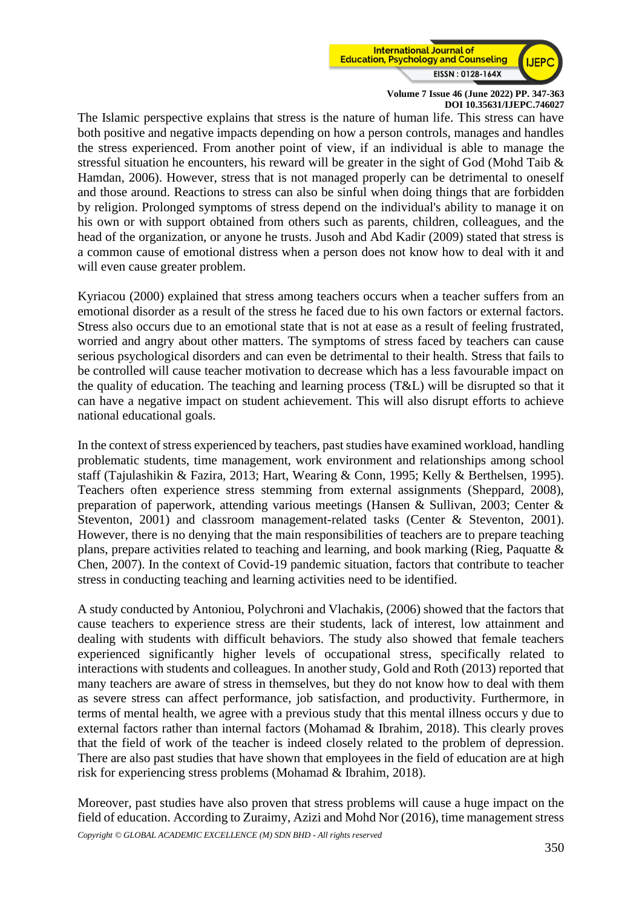The Islamic perspective explains that stress is the nature of human life. This stress can have both positive and negative impacts depending on how a person controls, manages and handles the stress experienced. From another point of view, if an individual is able to manage the stressful situation he encounters, his reward will be greater in the sight of God (Mohd Taib & Hamdan, 2006). However, stress that is not managed properly can be detrimental to oneself and those around. Reactions to stress can also be sinful when doing things that are forbidden by religion. Prolonged symptoms of stress depend on the individual's ability to manage it on his own or with support obtained from others such as parents, children, colleagues, and the head of the organization, or anyone he trusts. Jusoh and Abd Kadir (2009) stated that stress is a common cause of emotional distress when a person does not know how to deal with it and will even cause greater problem.

Kyriacou (2000) explained that stress among teachers occurs when a teacher suffers from an emotional disorder as a result of the stress he faced due to his own factors or external factors. Stress also occurs due to an emotional state that is not at ease as a result of feeling frustrated, worried and angry about other matters. The symptoms of stress faced by teachers can cause serious psychological disorders and can even be detrimental to their health. Stress that fails to be controlled will cause teacher motivation to decrease which has a less favourable impact on the quality of education. The teaching and learning process (T&L) will be disrupted so that it can have a negative impact on student achievement. This will also disrupt efforts to achieve national educational goals.

In the context of stress experienced by teachers, past studies have examined workload, handling problematic students, time management, work environment and relationships among school staff (Tajulashikin & Fazira, 2013; Hart, Wearing & Conn, 1995; Kelly & Berthelsen, 1995). Teachers often experience stress stemming from external assignments (Sheppard, 2008), preparation of paperwork, attending various meetings (Hansen & Sullivan, 2003; Center & Steventon, 2001) and classroom management-related tasks (Center & Steventon, 2001). However, there is no denying that the main responsibilities of teachers are to prepare teaching plans, prepare activities related to teaching and learning, and book marking (Rieg, Paquatte & Chen, 2007). In the context of Covid-19 pandemic situation, factors that contribute to teacher stress in conducting teaching and learning activities need to be identified.

A study conducted by Antoniou, Polychroni and Vlachakis, (2006) showed that the factors that cause teachers to experience stress are their students, lack of interest, low attainment and dealing with students with difficult behaviors. The study also showed that female teachers experienced significantly higher levels of occupational stress, specifically related to interactions with students and colleagues. In another study, Gold and Roth (2013) reported that many teachers are aware of stress in themselves, but they do not know how to deal with them as severe stress can affect performance, job satisfaction, and productivity. Furthermore, in terms of mental health, we agree with a previous study that this mental illness occurs y due to external factors rather than internal factors (Mohamad & Ibrahim, 2018). This clearly proves that the field of work of the teacher is indeed closely related to the problem of depression. There are also past studies that have shown that employees in the field of education are at high risk for experiencing stress problems (Mohamad & Ibrahim, 2018).

Moreover, past studies have also proven that stress problems will cause a huge impact on the field of education. According to Zuraimy, Azizi and Mohd Nor (2016), time management stress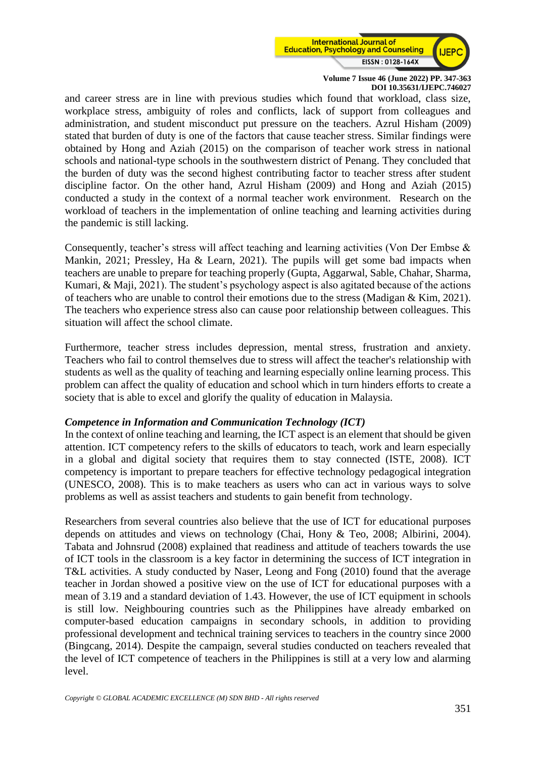and career stress are in line with previous studies which found that workload, class size, workplace stress, ambiguity of roles and conflicts, lack of support from colleagues and administration, and student misconduct put pressure on the teachers. Azrul Hisham (2009) stated that burden of duty is one of the factors that cause teacher stress. Similar findings were obtained by Hong and Aziah (2015) on the comparison of teacher work stress in national schools and national-type schools in the southwestern district of Penang. They concluded that the burden of duty was the second highest contributing factor to teacher stress after student discipline factor. On the other hand, Azrul Hisham (2009) and Hong and Aziah (2015) conducted a study in the context of a normal teacher work environment. Research on the workload of teachers in the implementation of online teaching and learning activities during the pandemic is still lacking.

Consequently, teacher's stress will affect teaching and learning activities (Von Der Embse & Mankin, 2021; Pressley, Ha & Learn, 2021). The pupils will get some bad impacts when teachers are unable to prepare for teaching properly (Gupta, Aggarwal, Sable, Chahar, Sharma, Kumari, & Maji, 2021). The student's psychology aspect is also agitated because of the actions of teachers who are unable to control their emotions due to the stress (Madigan & Kim, 2021). The teachers who experience stress also can cause poor relationship between colleagues. This situation will affect the school climate.

Furthermore, teacher stress includes depression, mental stress, frustration and anxiety. Teachers who fail to control themselves due to stress will affect the teacher's relationship with students as well as the quality of teaching and learning especially online learning process. This problem can affect the quality of education and school which in turn hinders efforts to create a society that is able to excel and glorify the quality of education in Malaysia.

***Competence in Information and Communication Technology (ICT)***

In the context of online teaching and learning, the ICT aspect is an element that should be given attention. ICT competency refers to the skills of educators to teach, work and learn especially in a global and digital society that requires them to stay connected (ISTE, 2008). ICT competency is important to prepare teachers for effective technology pedagogical integration (UNESCO, 2008). This is to make teachers as users who can act in various ways to solve problems as well as assist teachers and students to gain benefit from technology.

Researchers from several countries also believe that the use of ICT for educational purposes depends on attitudes and views on technology (Chai, Hony & Teo, 2008; Albirini, 2004). Tabata and Johnsrud (2008) explained that readiness and attitude of teachers towards the use of ICT tools in the classroom is a key factor in determining the success of ICT integration in T&L activities. A study conducted by Naser, Leong and Fong (2010) found that the average teacher in Jordan showed a positive view on the use of ICT for educational purposes with a mean of 3.19 and a standard deviation of 1.43. However, the use of ICT equipment in schools is still low. Neighbouring countries such as the Philippines have already embarked on computer-based education campaigns in secondary schools, in addition to providing professional development and technical training services to teachers in the country since 2000 (Bingcang, 2014). Despite the campaign, several studies conducted on teachers revealed that the level of ICT competence of teachers in the Philippines is still at a very low and alarming level.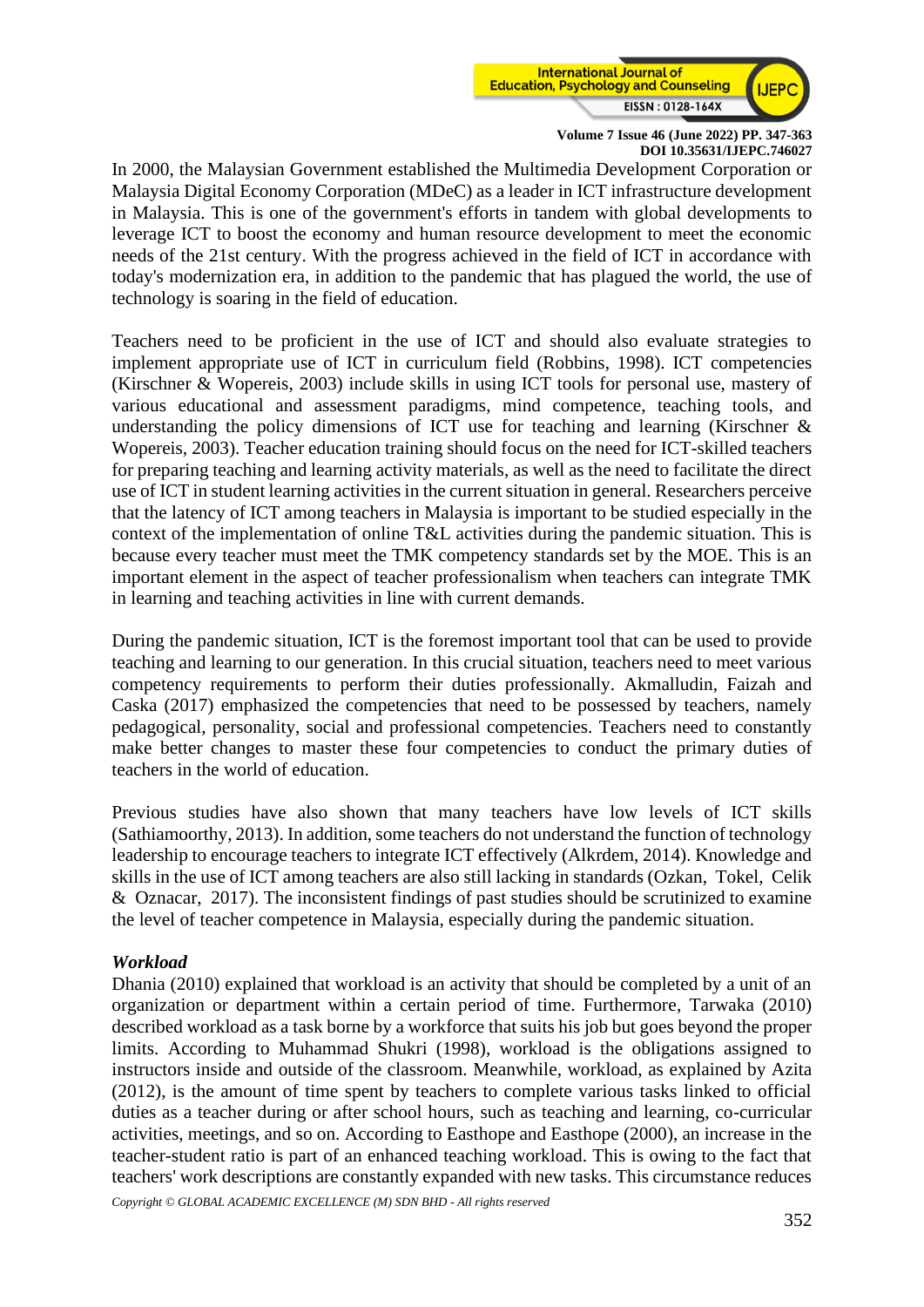In 2000, the Malaysian Government established the Multimedia Development Corporation or Malaysia Digital Economy Corporation (MDeC) as a leader in ICT infrastructure development in Malaysia. This is one of the government's efforts in tandem with global developments to leverage ICT to boost the economy and human resource development to meet the economic needs of the 21st century. With the progress achieved in the field of ICT in accordance with today's modernization era, in addition to the pandemic that has plagued the world, the use of technology is soaring in the field of education.

Teachers need to be proficient in the use of ICT and should also evaluate strategies to implement appropriate use of ICT in curriculum field (Robbins, 1998). ICT competencies (Kirschner & Wopereis, 2003) include skills in using ICT tools for personal use, mastery of various educational and assessment paradigms, mind competence, teaching tools, and understanding the policy dimensions of ICT use for teaching and learning (Kirschner & Wopereis, 2003). Teacher education training should focus on the need for ICT-skilled teachers for preparing teaching and learning activity materials, as well as the need to facilitate the direct use of ICT in student learning activities in the current situation in general. Researchers perceive that the latency of ICT among teachers in Malaysia is important to be studied especially in the context of the implementation of online T&L activities during the pandemic situation. This is because every teacher must meet the TMK competency standards set by the MOE. This is an important element in the aspect of teacher professionalism when teachers can integrate TMK in learning and teaching activities in line with current demands.

During the pandemic situation, ICT is the foremost important tool that can be used to provide teaching and learning to our generation. In this crucial situation, teachers need to meet various competency requirements to perform their duties professionally. Akmalludin, Faizah and Caska (2017) emphasized the competencies that need to be possessed by teachers, namely pedagogical, personality, social and professional competencies. Teachers need to constantly make better changes to master these four competencies to conduct the primary duties of teachers in the world of education.

Previous studies have also shown that many teachers have low levels of ICT skills (Sathiamoorthy, 2013). In addition, some teachers do not understand the function of technology leadership to encourage teachers to integrate ICT effectively (Alkrdem, 2014). Knowledge and skills in the use of ICT among teachers are also still lacking in standards (Ozkan, Tokel, Celik & Oznacar, 2017). The inconsistent findings of past studies should be scrutinized to examine the level of teacher competence in Malaysia, especially during the pandemic situation.

***Workload***

Dhania (2010) explained that workload is an activity that should be completed by a unit of an organization or department within a certain period of time. Furthermore, Tarwaka (2010) described workload as a task borne by a workforce that suits his job but goes beyond the proper limits. According to Muhammad Shukri (1998), workload is the obligations assigned to instructors inside and outside of the classroom. Meanwhile, workload, as explained by Azita (2012), is the amount of time spent by teachers to complete various tasks linked to official duties as a teacher during or after school hours, such as teaching and learning, co-curricular activities, meetings, and so on. According to Easthope and Easthope (2000), an increase in the teacher-student ratio is part of an enhanced teaching workload. This is owing to the fact that teachers' work descriptions are constantly expanded with new tasks. This circumstance reduces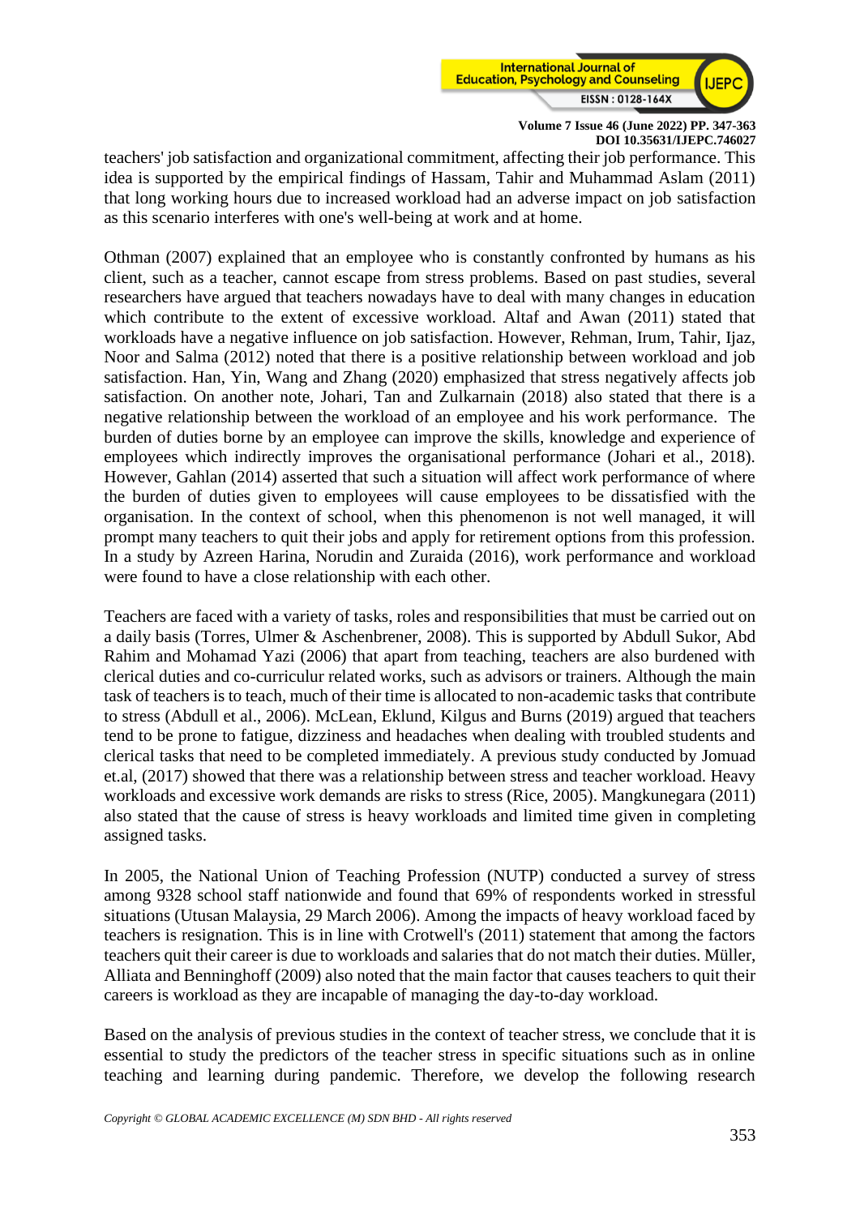teachers' job satisfaction and organizational commitment, affecting their job performance. This idea is supported by the empirical findings of Hassam, Tahir and Muhammad Aslam (2011) that long working hours due to increased workload had an adverse impact on job satisfaction as this scenario interferes with one's well-being at work and at home.

Othman (2007) explained that an employee who is constantly confronted by humans as his client, such as a teacher, cannot escape from stress problems. Based on past studies, several researchers have argued that teachers nowadays have to deal with many changes in education which contribute to the extent of excessive workload. Altaf and Awan (2011) stated that workloads have a negative influence on job satisfaction. However, Rehman, Irum, Tahir, Ijaz, Noor and Salma (2012) noted that there is a positive relationship between workload and job satisfaction. Han, Yin, Wang and Zhang (2020) emphasized that stress negatively affects job satisfaction. On another note, Johari, Tan and Zulkarnain (2018) also stated that there is a negative relationship between the workload of an employee and his work performance. The burden of duties borne by an employee can improve the skills, knowledge and experience of employees which indirectly improves the organisational performance (Johari et al., 2018). However, Gahlan (2014) asserted that such a situation will affect work performance of where the burden of duties given to employees will cause employees to be dissatisfied with the organisation. In the context of school, when this phenomenon is not well managed, it will prompt many teachers to quit their jobs and apply for retirement options from this profession. In a study by Azreen Harina, Norudin and Zuraida (2016), work performance and workload were found to have a close relationship with each other.

Teachers are faced with a variety of tasks, roles and responsibilities that must be carried out on a daily basis (Torres, Ulmer & Aschenbrener, 2008). This is supported by Abdull Sukor, Abd Rahim and Mohamad Yazi (2006) that apart from teaching, teachers are also burdened with clerical duties and co-curricular related works, such as advisors or trainers. Although the main task of teachers is to teach, much of their time is allocated to non-academic tasks that contribute to stress (Abdull et al., 2006). McLean, Eklund, Kilgus and Burns (2019) argued that teachers tend to be prone to fatigue, dizziness and headaches when dealing with troubled students and clerical tasks that need to be completed immediately. A previous study conducted by Jomuad et.al, (2017) showed that there was a relationship between stress and teacher workload. Heavy workloads and excessive work demands are risks to stress (Rice, 2005). Mangkunegara (2011) also stated that the cause of stress is heavy workloads and limited time given in completing assigned tasks.

In 2005, the National Union of Teaching Profession (NUTP) conducted a survey of stress among 9328 school staff nationwide and found that 69% of respondents worked in stressful situations (Utusan Malaysia, 29 March 2006). Among the impacts of heavy workload faced by teachers is resignation. This is in line with Crotwell's (2011) statement that among the factors teachers quit their career is due to workloads and salaries that do not match their duties. Müller, Alliata and Benninghoff (2009) also noted that the main factor that causes teachers to quit their careers is workload as they are incapable of managing the day-to-day workload.

Based on the analysis of previous studies in the context of teacher stress, we conclude that it is essential to study the predictors of the teacher stress in specific situations such as in online teaching and learning during pandemic. Therefore, we develop the following research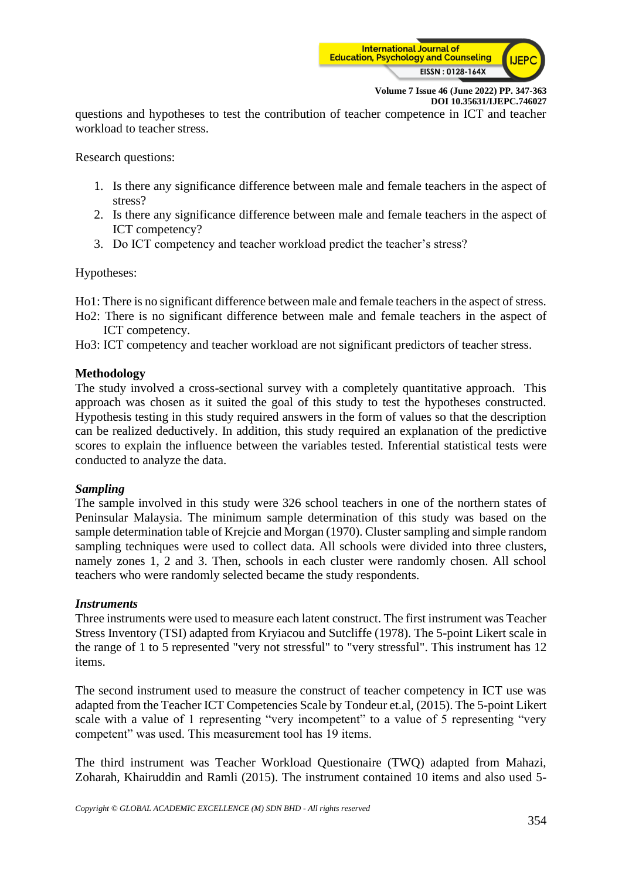questions and hypotheses to test the contribution of teacher competence in ICT and teacher workload to teacher stress.

Research questions:

1. Is there any significance difference between male and female teachers in the aspect of stress?
2. Is there any significance difference between male and female teachers in the aspect of ICT competency?
3. Do ICT competency and teacher workload predict the teacher's stress?

Hypotheses:

Ho1: There is no significant difference between male and female teachers in the aspect of stress.
Ho2: There is no significant difference between male and female teachers in the aspect of ICT competency.
Ho3: ICT competency and teacher workload are not significant predictors of teacher stress.

## Methodology

The study involved a cross-sectional survey with a completely quantitative approach. This approach was chosen as it suited the goal of this study to test the hypotheses constructed. Hypothesis testing in this study required answers in the form of values so that the description can be realized deductively. In addition, this study required an explanation of the predictive scores to explain the influence between the variables tested. Inferential statistical tests were conducted to analyze the data.

### *Sampling*

The sample involved in this study were 326 school teachers in one of the northern states of Peninsular Malaysia. The minimum sample determination of this study was based on the sample determination table of Krejcie and Morgan (1970). Cluster sampling and simple random sampling techniques were used to collect data. All schools were divided into three clusters, namely zones 1, 2 and 3. Then, schools in each cluster were randomly chosen. All school teachers who were randomly selected became the study respondents.

### *Instruments*

Three instruments were used to measure each latent construct. The first instrument was Teacher Stress Inventory (TSI) adapted from Kryiacou and Sutcliffe (1978). The 5-point Likert scale in the range of 1 to 5 represented "very not stressful" to "very stressful". This instrument has 12 items.

The second instrument used to measure the construct of teacher competency in ICT use was adapted from the Teacher ICT Competencies Scale by Tondeur et.al, (2015). The 5-point Likert scale with a value of 1 representing "very incompetent" to a value of 5 representing "very competent" was used. This measurement tool has 19 items.

The third instrument was Teacher Workload Questionaire (TWQ) adapted from Mahazi, Zoharah, Khairuddin and Ramli (2015). The instrument contained 10 items and also used 5-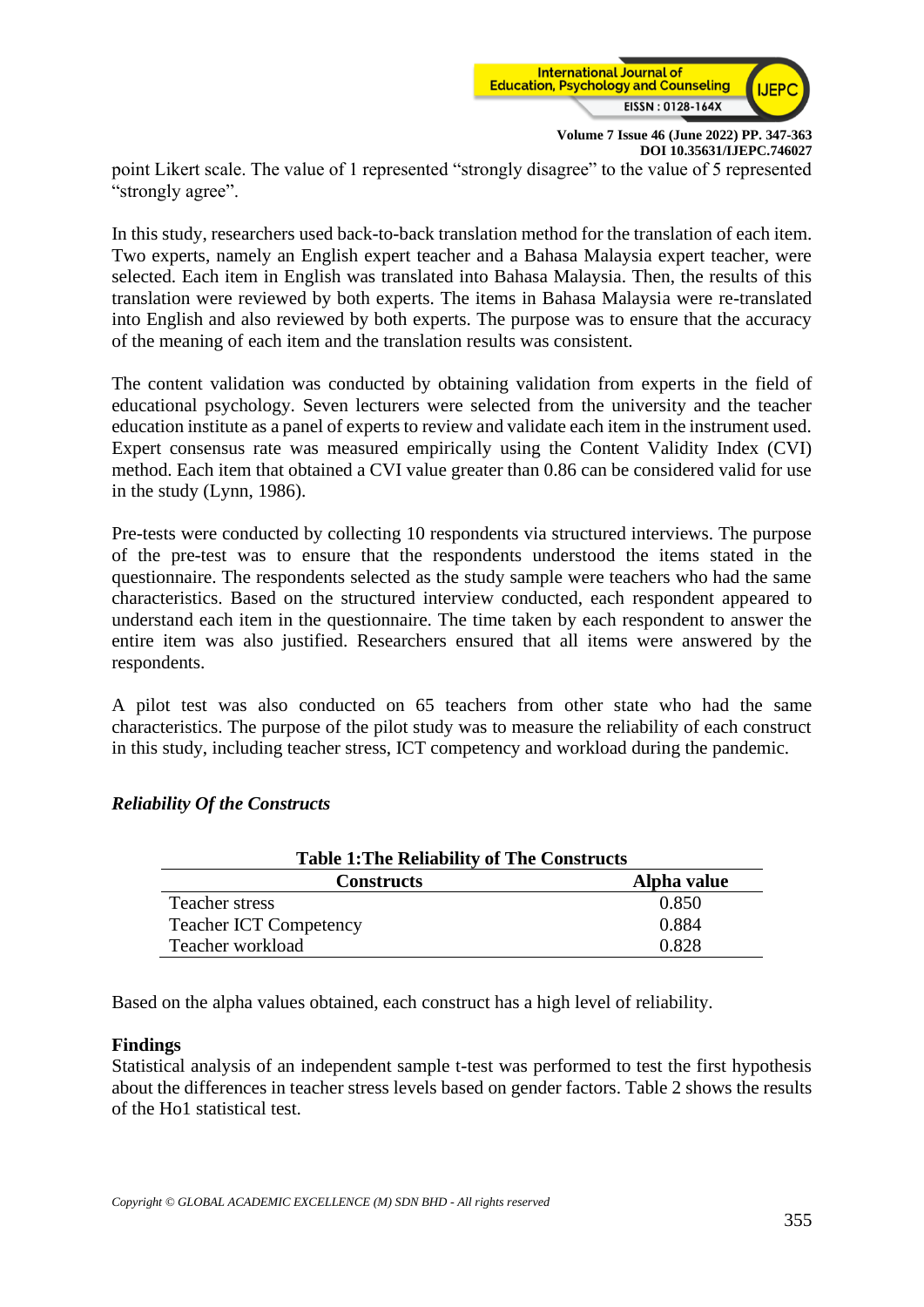point Likert scale. The value of 1 represented "strongly disagree" to the value of 5 represented "strongly agree".

In this study, researchers used back-to-back translation method for the translation of each item. Two experts, namely an English expert teacher and a Bahasa Malaysia expert teacher, were selected. Each item in English was translated into Bahasa Malaysia. Then, the results of this translation were reviewed by both experts. The items in Bahasa Malaysia were re-translated into English and also reviewed by both experts. The purpose was to ensure that the accuracy of the meaning of each item and the translation results was consistent.

The content validation was conducted by obtaining validation from experts in the field of educational psychology. Seven lecturers were selected from the university and the teacher education institute as a panel of experts to review and validate each item in the instrument used. Expert consensus rate was measured empirically using the Content Validity Index (CVI) method. Each item that obtained a CVI value greater than 0.86 can be considered valid for use in the study (Lynn, 1986).

Pre-tests were conducted by collecting 10 respondents via structured interviews. The purpose of the pre-test was to ensure that the respondents understood the items stated in the questionnaire. The respondents selected as the study sample were teachers who had the same characteristics. Based on the structured interview conducted, each respondent appeared to understand each item in the questionnaire. The time taken by each respondent to answer the entire item was also justified. Researchers ensured that all items were answered by the respondents.

A pilot test was also conducted on 65 teachers from other state who had the same characteristics. The purpose of the pilot study was to measure the reliability of each construct in this study, including teacher stress, ICT competency and workload during the pandemic.

### *Reliability Of the Constructs*

**Table 1:The Reliability of The Constructs**

| Constructs | Alpha value |
|---|---|
| Teacher stress | 0.850 |
| Teacher ICT Competency | 0.884 |
| Teacher workload | 0.828 |

Based on the alpha values obtained, each construct has a high level of reliability.

## Findings

Statistical analysis of an independent sample t-test was performed to test the first hypothesis about the differences in teacher stress levels based on gender factors. Table 2 shows the results of the Ho1 statistical test.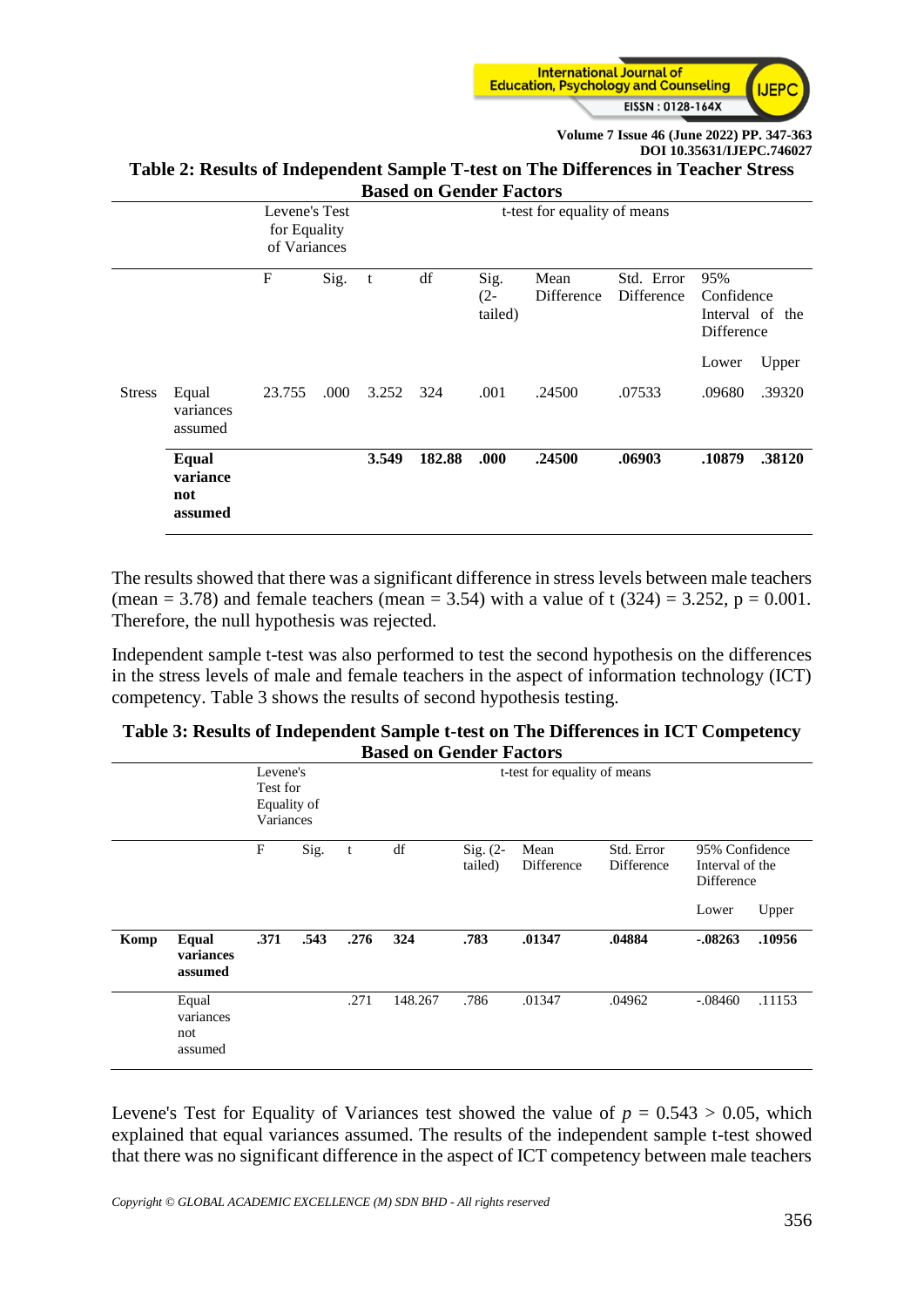**Table 2: Results of Independent Sample T-test on The Differences in Teacher Stress Based on Gender Factors**

| | | Levene's Test for Equality of Variances | | t-test for equality of means | | | | | | |
|---|---|---|---|---|---|---|---|---|---|---|
| | | F | Sig. | t | df | Sig. (2-tailed) | Mean Difference | Std. Error Difference | 95% Confidence Interval of the Difference | |
| | | | | | | | | | Lower | Upper |
| Stress | Equal variances assumed | 23.755 | .000 | 3.252 | 324 | .001 | .24500 | .07533 | .09680 | .39320 |
| | **Equal variance not assumed** | | | **3.549** | **182.88** | **.000** | **.24500** | **.06903** | **.10879** | **.38120** |

The results showed that there was a significant difference in stress levels between male teachers (mean = 3.78) and female teachers (mean = 3.54) with a value of t (324) = 3.252, p = 0.001. Therefore, the null hypothesis was rejected.

Independent sample t-test was also performed to test the second hypothesis on the differences in the stress levels of male and female teachers in the aspect of information technology (ICT) competency. Table 3 shows the results of second hypothesis testing.

**Table 3: Results of Independent Sample t-test on The Differences in ICT Competency Based on Gender Factors**

| | | Levene's Test for Equality of Variances | | t-test for equality of means | | | | | | |
|---|---|---|---|---|---|---|---|---|---|---|
| | | F | Sig. | t | df | Sig. (2-tailed) | Mean Difference | Std. Error Difference | 95% Confidence Interval of the Difference | |
| | | | | | | | | | Lower | Upper |
| **Komp** | **Equal variances assumed** | **.371** | **.543** | **.276** | **324** | **.783** | **.01347** | **.04884** | **-.08263** | **.10956** |
| | Equal variances not assumed | | | .271 | 148.267 | .786 | .01347 | .04962 | -.08460 | .11153 |

Levene's Test for Equality of Variances test showed the value of $p = 0.543 > 0.05$, which explained that equal variances assumed. The results of the independent sample t-test showed that there was no significant difference in the aspect of ICT competency between male teachers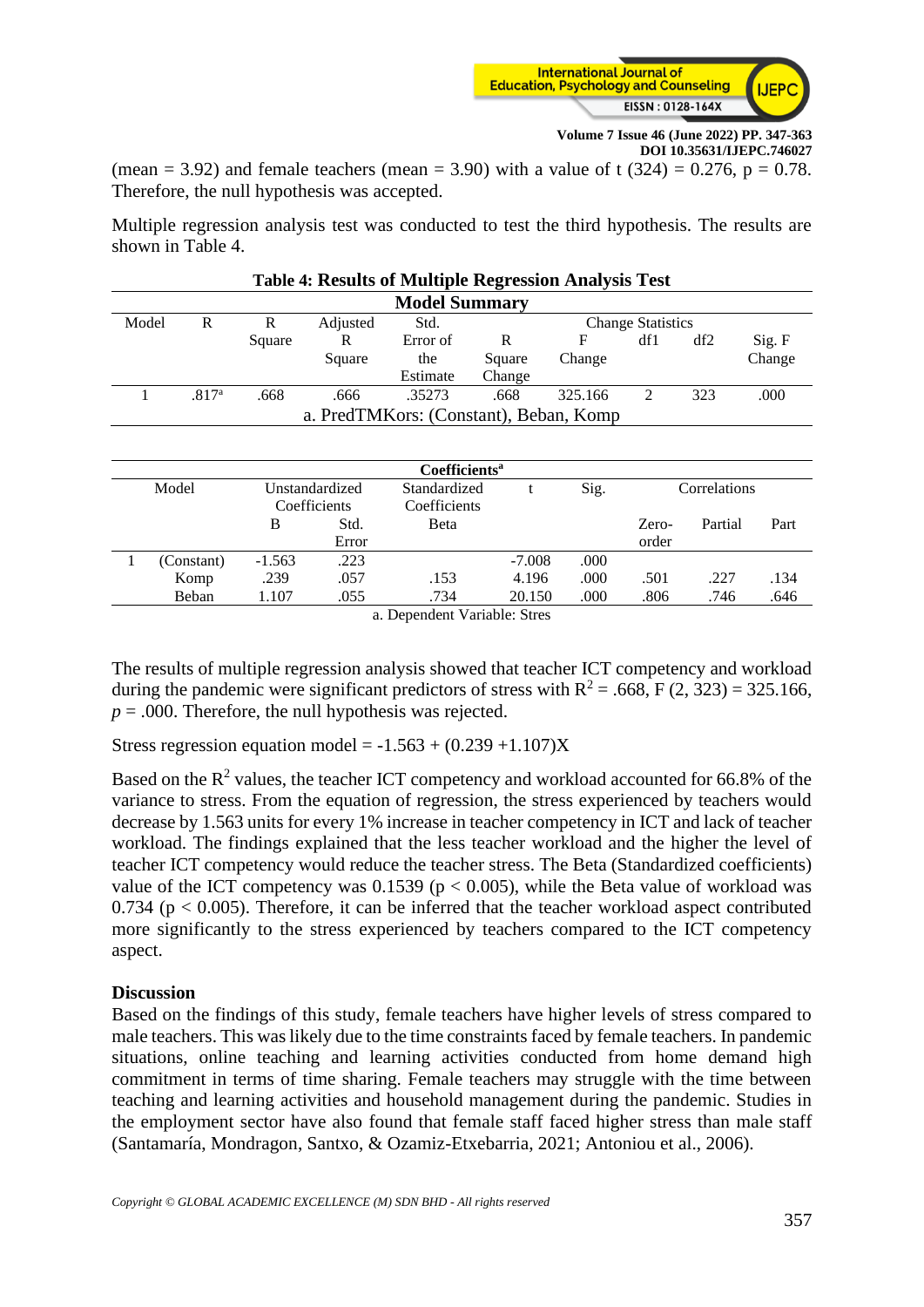(mean = 3.92) and female teachers (mean = 3.90) with a value of t (324) = 0.276, p = 0.78. Therefore, the null hypothesis was accepted.

Multiple regression analysis test was conducted to test the third hypothesis. The results are shown in Table 4.

**Table 4: Results of Multiple Regression Analysis Test**

**Model Summary**

| Model | R | R Square | Adjusted R Square | Std. Error of the Estimate | Change Statistics | | | | |
|---|---|---|---|---|---|---|---|---|---|
| | | | | | R Square Change | F Change | df1 | df2 | Sig. F Change |
| 1 | .817[a] | .668 | .666 | .35273 | .668 | 325.166 | 2 | 323 | .000 |

a. PredTMKors: (Constant), Beban, Komp

**Coefficients[a]**

| Model | | Unstandardized Coefficients | | Standardized Coefficients | t | Sig. | Correlations | | |
|---|---|---|---|---|---|---|---|---|---|
| | | B | Std. Error | Beta | | | Zero-order | Partial | Part |
| 1 | (Constant) | -1.563 | .223 | | -7.008 | .000 | | | |
| | Komp | .239 | .057 | .153 | 4.196 | .000 | .501 | .227 | .134 |
| | Beban | 1.107 | .055 | .734 | 20.150 | .000 | .806 | .746 | .646 |

a. Dependent Variable: Stres

The results of multiple regression analysis showed that teacher ICT competency and workload during the pandemic were significant predictors of stress with $R^2 = .668$, $F(2, 323) = 325.166$, $p = .000$. Therefore, the null hypothesis was rejected.

Stress regression equation model = -1.563 + (0.239 +1.107)X

Based on the $R^2$ values, the teacher ICT competency and workload accounted for 66.8% of the variance to stress. From the equation of regression, the stress experienced by teachers would decrease by 1.563 units for every 1% increase in teacher competency in ICT and lack of teacher workload. The findings explained that the less teacher workload and the higher the level of teacher ICT competency would reduce the teacher stress. The Beta (Standardized coefficients) value of the ICT competency was 0.1539 ($p < 0.005$), while the Beta value of workload was 0.734 ($p < 0.005$). Therefore, it can be inferred that the teacher workload aspect contributed more significantly to the stress experienced by teachers compared to the ICT competency aspect.

## Discussion

Based on the findings of this study, female teachers have higher levels of stress compared to male teachers. This was likely due to the time constraints faced by female teachers. In pandemic situations, online teaching and learning activities conducted from home demand high commitment in terms of time sharing. Female teachers may struggle with the time between teaching and learning activities and household management during the pandemic. Studies in the employment sector have also found that female staff faced higher stress than male staff (Santamaría, Mondragon, Santxo, & Ozamiz-Etxebarria, 2021; Antoniou et al., 2006).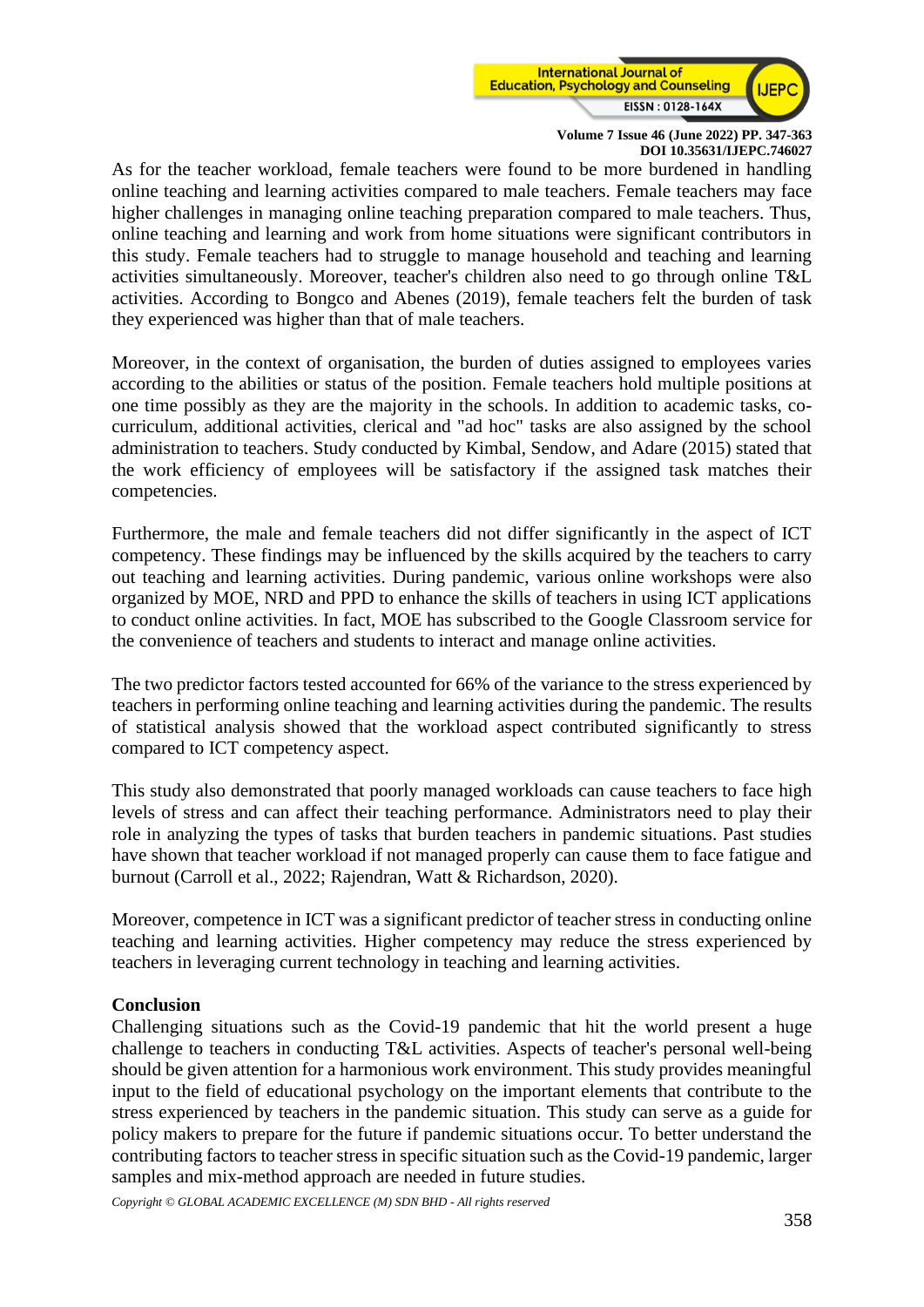As for the teacher workload, female teachers were found to be more burdened in handling online teaching and learning activities compared to male teachers. Female teachers may face higher challenges in managing online teaching preparation compared to male teachers. Thus, online teaching and learning and work from home situations were significant contributors in this study. Female teachers had to struggle to manage household and teaching and learning activities simultaneously. Moreover, teacher's children also need to go through online T&L activities. According to Bongco and Abenes (2019), female teachers felt the burden of task they experienced was higher than that of male teachers.

Moreover, in the context of organisation, the burden of duties assigned to employees varies according to the abilities or status of the position. Female teachers hold multiple positions at one time possibly as they are the majority in the schools. In addition to academic tasks, co-curriculum, additional activities, clerical and "ad hoc" tasks are also assigned by the school administration to teachers. Study conducted by Kimbal, Sendow, and Adare (2015) stated that the work efficiency of employees will be satisfactory if the assigned task matches their competencies.

Furthermore, the male and female teachers did not differ significantly in the aspect of ICT competency. These findings may be influenced by the skills acquired by the teachers to carry out teaching and learning activities. During pandemic, various online workshops were also organized by MOE, NRD and PPD to enhance the skills of teachers in using ICT applications to conduct online activities. In fact, MOE has subscribed to the Google Classroom service for the convenience of teachers and students to interact and manage online activities.

The two predictor factors tested accounted for 66% of the variance to the stress experienced by teachers in performing online teaching and learning activities during the pandemic. The results of statistical analysis showed that the workload aspect contributed significantly to stress compared to ICT competency aspect.

This study also demonstrated that poorly managed workloads can cause teachers to face high levels of stress and can affect their teaching performance. Administrators need to play their role in analyzing the types of tasks that burden teachers in pandemic situations. Past studies have shown that teacher workload if not managed properly can cause them to face fatigue and burnout (Carroll et al., 2022; Rajendran, Watt & Richardson, 2020).

Moreover, competence in ICT was a significant predictor of teacher stress in conducting online teaching and learning activities. Higher competency may reduce the stress experienced by teachers in leveraging current technology in teaching and learning activities.

## Conclusion

Challenging situations such as the Covid-19 pandemic that hit the world present a huge challenge to teachers in conducting T&L activities. Aspects of teacher's personal well-being should be given attention for a harmonious work environment. This study provides meaningful input to the field of educational psychology on the important elements that contribute to the stress experienced by teachers in the pandemic situation. This study can serve as a guide for policy makers to prepare for the future if pandemic situations occur. To better understand the contributing factors to teacher stress in specific situation such as the Covid-19 pandemic, larger samples and mix-method approach are needed in future studies.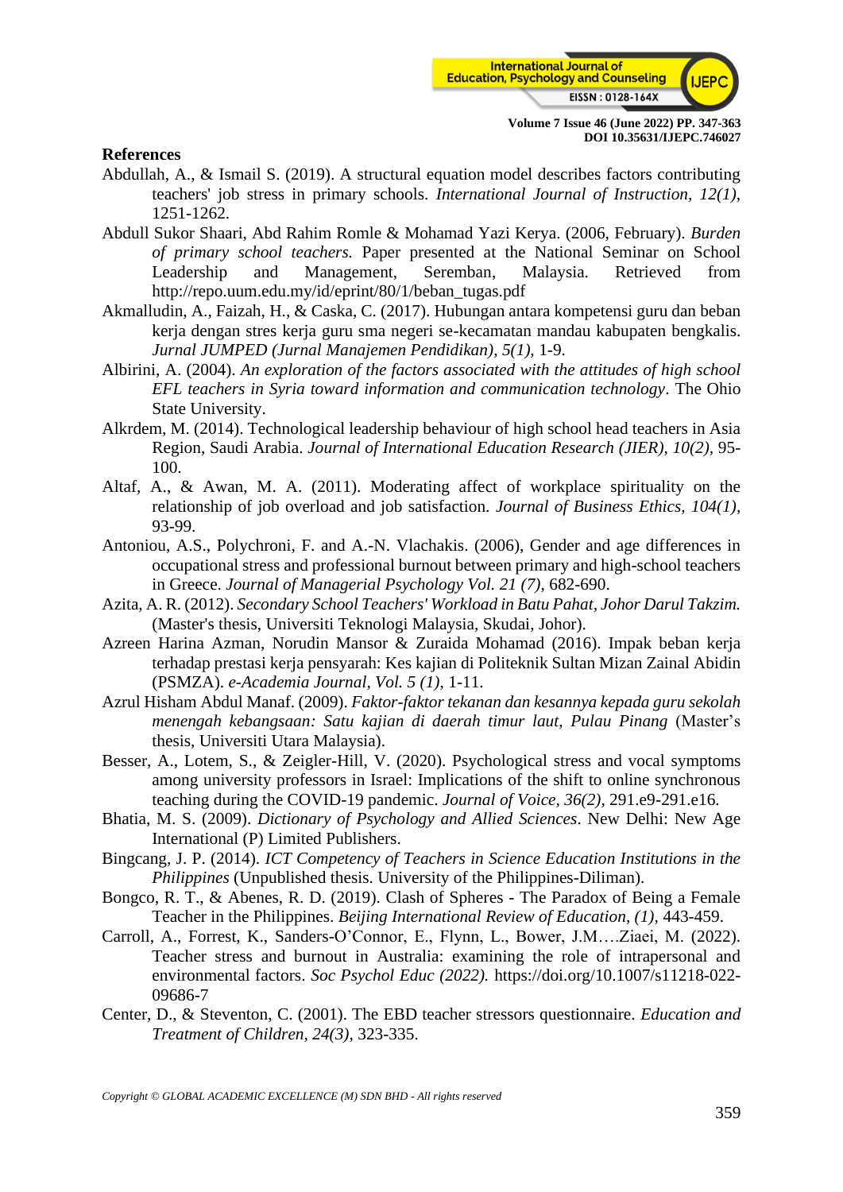## References

Abdullah, A., & Ismail S. (2019). A structural equation model describes factors contributing teachers' job stress in primary schools. *International Journal of Instruction, 12(1)*, 1251-1262.

Abdull Sukor Shaari, Abd Rahim Romle & Mohamad Yazi Kerya. (2006, February). *Burden of primary school teachers.* Paper presented at the National Seminar on School Leadership and Management, Seremban, Malaysia. Retrieved from http://repo.uum.edu.my/id/eprint/80/1/beban_tugas.pdf

Akmalludin, A., Faizah, H., & Caska, C. (2017). Hubungan antara kompetensi guru dan beban kerja dengan stres kerja guru sma negeri se-kecamatan mandau kabupaten bengkalis. *Jurnal JUMPED (Jurnal Manajemen Pendidikan), 5(1)*, 1-9.

Albirini, A. (2004). *An exploration of the factors associated with the attitudes of high school EFL teachers in Syria toward information and communication technology*. The Ohio State University.

Alkrdem, M. (2014). Technological leadership behaviour of high school head teachers in Asia Region, Saudi Arabia. *Journal of International Education Research (JIER), 10(2)*, 95-100.

Altaf, A., & Awan, M. A. (2011). Moderating affect of workplace spirituality on the relationship of job overload and job satisfaction. *Journal of Business Ethics, 104(1)*, 93-99.

Antoniou, A.S., Polychroni, F. and A.-N. Vlachakis. (2006), Gender and age differences in occupational stress and professional burnout between primary and high-school teachers in Greece. *Journal of Managerial Psychology Vol. 21 (7)*, 682-690.

Azita, A. R. (2012). *Secondary School Teachers' Workload in Batu Pahat, Johor Darul Takzim.* (Master's thesis, Universiti Teknologi Malaysia, Skudai, Johor).

Azreen Harina Azman, Norudin Mansor & Zuraida Mohamad (2016). Impak beban kerja terhadap prestasi kerja pensyarah: Kes kajian di Politeknik Sultan Mizan Zainal Abidin (PSMZA). *e-Academia Journal, Vol. 5 (1)*, 1-11.

Azrul Hisham Abdul Manaf. (2009). *Faktor-faktor tekanan dan kesannya kepada guru sekolah menengah kebangsaan: Satu kajian di daerah timur laut, Pulau Pinang* (Master's thesis, Universiti Utara Malaysia).

Besser, A., Lotem, S., & Zeigler-Hill, V. (2020). Psychological stress and vocal symptoms among university professors in Israel: Implications of the shift to online synchronous teaching during the COVID-19 pandemic. *Journal of Voice, 36(2)*, 291.e9-291.e16.

Bhatia, M. S. (2009). *Dictionary of Psychology and Allied Sciences*. New Delhi: New Age International (P) Limited Publishers.

Bingcang, J. P. (2014). *ICT Competency of Teachers in Science Education Institutions in the Philippines* (Unpublished thesis. University of the Philippines-Diliman).

Bongco, R. T., & Abenes, R. D. (2019). Clash of Spheres - The Paradox of Being a Female Teacher in the Philippines. *Beijing International Review of Education, (1)*, 443-459.

Carroll, A., Forrest, K., Sanders-O'Connor, E., Flynn, L., Bower, J.M….Ziaei, M. (2022). Teacher stress and burnout in Australia: examining the role of intrapersonal and environmental factors. *Soc Psychol Educ (2022).* https://doi.org/10.1007/s11218-022-09686-7

Center, D., & Steventon, C. (2001). The EBD teacher stressors questionnaire. *Education and Treatment of Children, 24(3)*, 323-335.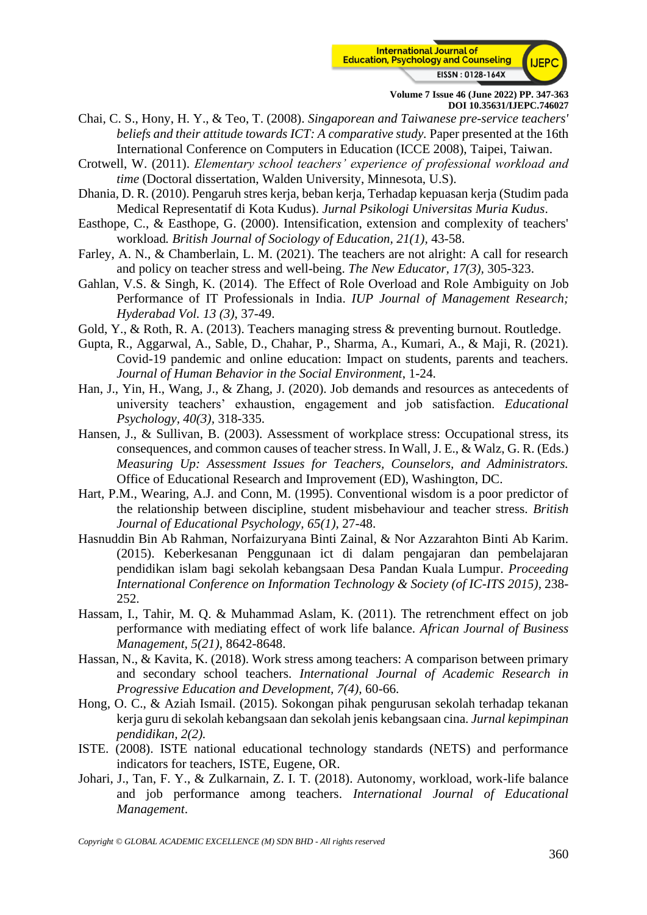Chai, C. S., Hony, H. Y., & Teo, T. (2008). *Singaporean and Taiwanese pre-service teachers' beliefs and their attitude towards ICT: A comparative study*. Paper presented at the 16th International Conference on Computers in Education (ICCE 2008), Taipei, Taiwan.

Crotwell, W. (2011). *Elementary school teachers' experience of professional workload and time* (Doctoral dissertation, Walden University, Minnesota, U.S).

Dhania, D. R. (2010). Pengaruh stres kerja, beban kerja, Terhadap kepuasan kerja (Studim pada Medical Representatif di Kota Kudus). *Jurnal Psikologi Universitas Muria Kudus*.

Easthope, C., & Easthope, G. (2000). Intensification, extension and complexity of teachers' workload. *British Journal of Sociology of Education, 21(1)*, 43-58.

Farley, A. N., & Chamberlain, L. M. (2021). The teachers are not alright: A call for research and policy on teacher stress and well-being. *The New Educator, 17(3)*, 305-323.

Gahlan, V.S. & Singh, K. (2014). The Effect of Role Overload and Role Ambiguity on Job Performance of IT Professionals in India. *IUP Journal of Management Research; Hyderabad Vol. 13 (3)*, 37-49.

Gold, Y., & Roth, R. A. (2013). Teachers managing stress & preventing burnout. Routledge.

Gupta, R., Aggarwal, A., Sable, D., Chahar, P., Sharma, A., Kumari, A., & Maji, R. (2021). Covid-19 pandemic and online education: Impact on students, parents and teachers. *Journal of Human Behavior in the Social Environment*, 1-24.

Han, J., Yin, H., Wang, J., & Zhang, J. (2020). Job demands and resources as antecedents of university teachers' exhaustion, engagement and job satisfaction. *Educational Psychology, 40(3)*, 318-335.

Hansen, J., & Sullivan, B. (2003). Assessment of workplace stress: Occupational stress, its consequences, and common causes of teacher stress. In Wall, J. E., & Walz, G. R. (Eds.) *Measuring Up: Assessment Issues for Teachers, Counselors, and Administrators.* Office of Educational Research and Improvement (ED), Washington, DC.

Hart, P.M., Wearing, A.J. and Conn, M. (1995). Conventional wisdom is a poor predictor of the relationship between discipline, student misbehaviour and teacher stress. *British Journal of Educational Psychology, 65(1)*, 27-48.

Hasnuddin Bin Ab Rahman, Norfaizuryana Binti Zainal, & Nor Azzarahton Binti Ab Karim. (2015). Keberkesanan Penggunaan ict di dalam pengajaran dan pembelajaran pendidikan islam bagi sekolah kebangsaan Desa Pandan Kuala Lumpur. *Proceeding International Conference on Information Technology & Society (of IC-ITS 2015)*, 238-252.

Hassam, I., Tahir, M. Q. & Muhammad Aslam, K. (2011). The retrenchment effect on job performance with mediating effect of work life balance. *African Journal of Business Management, 5(21)*, 8642-8648.

Hassan, N., & Kavita, K. (2018). Work stress among teachers: A comparison between primary and secondary school teachers. *International Journal of Academic Research in Progressive Education and Development, 7(4)*, 60-66.

Hong, O. C., & Aziah Ismail. (2015). Sokongan pihak pengurusan sekolah terhadap tekanan kerja guru di sekolah kebangsaan dan sekolah jenis kebangsaan cina. *Jurnal kepimpinan pendidikan, 2(2).*

ISTE. (2008). ISTE national educational technology standards (NETS) and performance indicators for teachers, ISTE, Eugene, OR.

Johari, J., Tan, F. Y., & Zulkarnain, Z. I. T. (2018). Autonomy, workload, work-life balance and job performance among teachers. *International Journal of Educational Management*.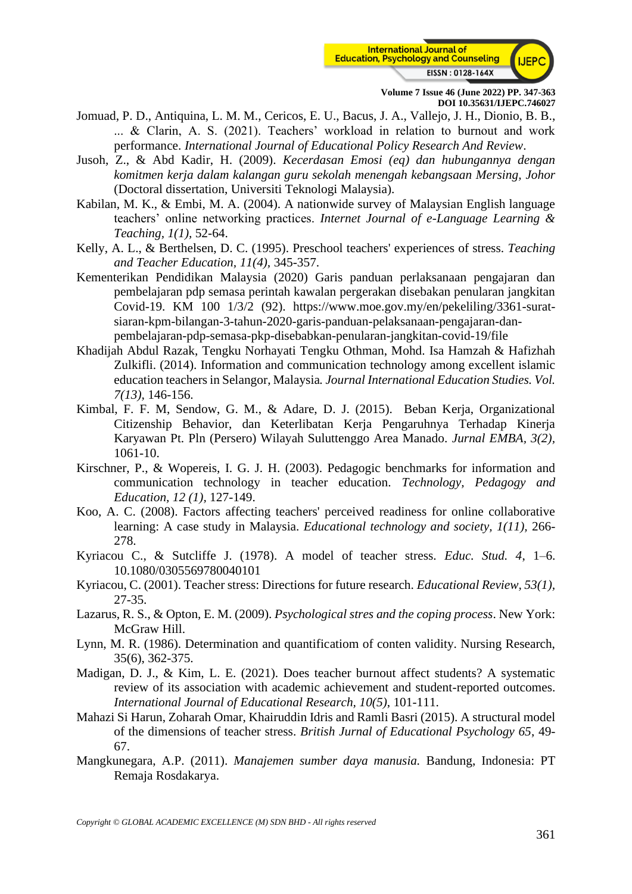Jomuad, P. D., Antiquina, L. M. M., Cericos, E. U., Bacus, J. A., Vallejo, J. H., Dionio, B. B., ... & Clarin, A. S. (2021). Teachers' workload in relation to burnout and work performance. *International Journal of Educational Policy Research And Review*.

Jusoh, Z., & Abd Kadir, H. (2009). *Kecerdasan Emosi (eq) dan hubungannya dengan komitmen kerja dalam kalangan guru sekolah menengah kebangsaan Mersing, Johor* (Doctoral dissertation, Universiti Teknologi Malaysia).

Kabilan, M. K., & Embi, M. A. (2004). A nationwide survey of Malaysian English language teachers' online networking practices. *Internet Journal of e-Language Learning & Teaching, 1(1)*, 52-64.

Kelly, A. L., & Berthelsen, D. C. (1995). Preschool teachers' experiences of stress. *Teaching and Teacher Education, 11(4)*, 345-357.

Kementerikan Pendidikan Malaysia (2020) Garis panduan perlaksanaan pengajaran dan pembelajaran pdp semasa perintah kawalan pergerakan disebakan penularan jangkitan Covid-19. KM 100 1/3/2 (92). https://www.moe.gov.my/en/pekeliling/3361-surat-siaran-kpm-bilangan-3-tahun-2020-garis-panduan-pelaksanaan-pengajaran-dan-pembelajaran-pdp-semasa-pkp-disebabkan-penularan-jangkitan-covid-19/file

Khadijah Abdul Razak, Tengku Norhayati Tengku Othman, Mohd. Isa Hamzah & Hafizhah Zulkifli. (2014). Information and communication technology among excellent islamic education teachers in Selangor, Malaysia. *Journal International Education Studies. Vol. 7(13)*, 146-156.

Kimbal, F. F. M, Sendow, G. M., & Adare, D. J. (2015). Beban Kerja, Organizational Citizenship Behavior, dan Keterlibatan Kerja Pengaruhnya Terhadap Kinerja Karyawan Pt. Pln (Persero) Wilayah Suluttenggo Area Manado. *Jurnal EMBA, 3(2)*, 1061-10.

Kirschner, P., & Wopereis, I. G. J. H. (2003). Pedagogic benchmarks for information and communication technology in teacher education. *Technology, Pedagogy and Education, 12 (1)*, 127-149.

Koo, A. C. (2008). Factors affecting teachers' perceived readiness for online collaborative learning: A case study in Malaysia. *Educational technology and society, 1(11)*, 266-278.

Kyriacou C., & Sutcliffe J. (1978). A model of teacher stress. *Educ. Stud. 4*, 1–6. 10.1080/0305569780040101

Kyriacou, C. (2001). Teacher stress: Directions for future research. *Educational Review, 53(1)*, 27-35.

Lazarus, R. S., & Opton, E. M. (2009). *Psychological stres and the coping process*. New York: McGraw Hill.

Lynn, M. R. (1986). Determination and quantificatiom of conten validity. Nursing Research, 35(6), 362-375.

Madigan, D. J., & Kim, L. E. (2021). Does teacher burnout affect students? A systematic review of its association with academic achievement and student-reported outcomes. *International Journal of Educational Research, 10(5)*, 101-111.

Mahazi Si Harun, Zoharah Omar, Khairuddin Idris and Ramli Basri (2015). A structural model of the dimensions of teacher stress. *British Jurnal of Educational Psychology 65*, 49-67.

Mangkunegara, A.P. (2011). *Manajemen sumber daya manusia.* Bandung, Indonesia: PT Remaja Rosdakarya.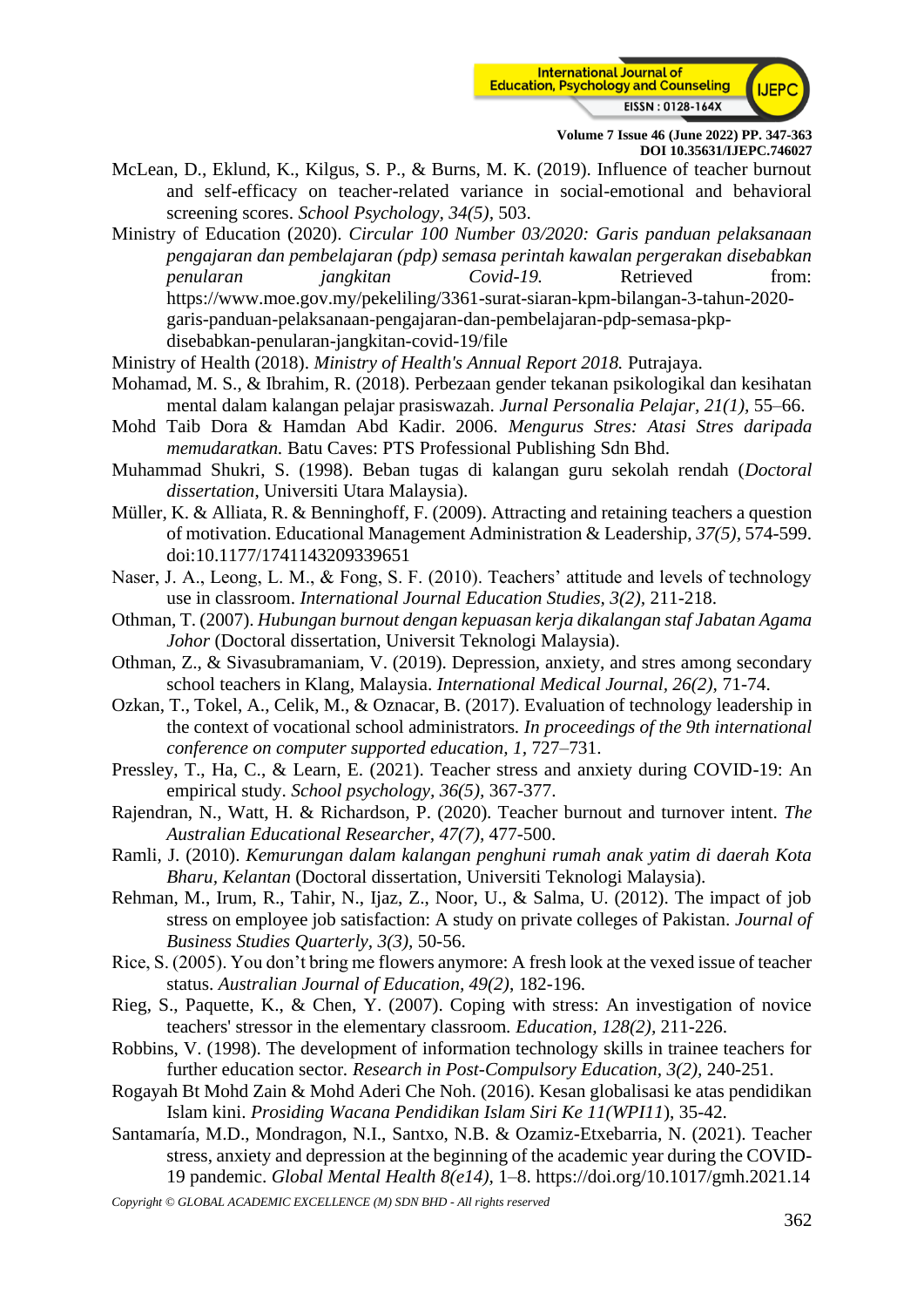McLean, D., Eklund, K., Kilgus, S. P., & Burns, M. K. (2019). Influence of teacher burnout and self-efficacy on teacher-related variance in social-emotional and behavioral screening scores. *School Psychology, 34(5)*, 503.

Ministry of Education (2020). *Circular 100 Number 03/2020: Garis panduan pelaksanaan pengajaran dan pembelajaran (pdp) semasa perintah kawalan pergerakan disebabkan penularan jangkitan Covid-19.* Retrieved from: https://www.moe.gov.my/pekeliling/3361-surat-siaran-kpm-bilangan-3-tahun-2020-garis-panduan-pelaksanaan-pengajaran-dan-pembelajaran-pdp-semasa-pkp-disebabkan-penularan-jangkitan-covid-19/file

Ministry of Health (2018). *Ministry of Health's Annual Report 2018.* Putrajaya.

Mohamad, M. S., & Ibrahim, R. (2018). Perbezaan gender tekanan psikologikal dan kesihatan mental dalam kalangan pelajar prasiswazah. *Jurnal Personalia Pelajar, 21(1)*, 55–66.

Mohd Taib Dora & Hamdan Abd Kadir. 2006. *Mengurus Stres: Atasi Stres daripada memudaratkan.* Batu Caves: PTS Professional Publishing Sdn Bhd.

Muhammad Shukri, S. (1998). Beban tugas di kalangan guru sekolah rendah (*Doctoral dissertation*, Universiti Utara Malaysia).

Müller, K. & Alliata, R. & Benninghoff, F. (2009). Attracting and retaining teachers a question of motivation. Educational Management Administration & Leadership, *37(5)*, 574-599. doi:10.1177/1741143209339651

Naser, J. A., Leong, L. M., & Fong, S. F. (2010). Teachers' attitude and levels of technology use in classroom. *International Journal Education Studies, 3(2)*, 211-218.

Othman, T. (2007). *Hubungan burnout dengan kepuasan kerja dikalangan staf Jabatan Agama Johor* (Doctoral dissertation, Universit Teknologi Malaysia).

Othman, Z., & Sivasubramaniam, V. (2019). Depression, anxiety, and stres among secondary school teachers in Klang, Malaysia. *International Medical Journal, 26(2)*, 71-74.

Ozkan, T., Tokel, A., Celik, M., & Oznacar, B. (2017). Evaluation of technology leadership in the context of vocational school administrators. *In proceedings of the 9th international conference on computer supported education, 1*, 727–731.

Pressley, T., Ha, C., & Learn, E. (2021). Teacher stress and anxiety during COVID-19: An empirical study. *School psychology, 36(5)*, 367-377.

Rajendran, N., Watt, H. & Richardson, P. (2020). Teacher burnout and turnover intent. *The Australian Educational Researcher, 47(7)*, 477-500.

Ramli, J. (2010). *Kemurungan dalam kalangan penghuni rumah anak yatim di daerah Kota Bharu, Kelantan* (Doctoral dissertation, Universiti Teknologi Malaysia).

Rehman, M., Irum, R., Tahir, N., Ijaz, Z., Noor, U., & Salma, U. (2012). The impact of job stress on employee job satisfaction: A study on private colleges of Pakistan. *Journal of Business Studies Quarterly, 3(3)*, 50-56.

Rice, S. (2005). You don't bring me flowers anymore: A fresh look at the vexed issue of teacher status. *Australian Journal of Education, 49(2)*, 182-196.

Rieg, S., Paquette, K., & Chen, Y. (2007). Coping with stress: An investigation of novice teachers' stressor in the elementary classroom. *Education, 128(2)*, 211-226.

Robbins, V. (1998). The development of information technology skills in trainee teachers for further education sector. *Research in Post-Compulsory Education, 3(2)*, 240-251.

Rogayah Bt Mohd Zain & Mohd Aderi Che Noh. (2016). Kesan globalisasi ke atas pendidikan Islam kini. *Prosiding Wacana Pendidikan Islam Siri Ke 11(WPI11)*, 35-42.

Santamaría, M.D., Mondragon, N.I., Santxo, N.B. & Ozamiz-Etxebarria, N. (2021). Teacher stress, anxiety and depression at the beginning of the academic year during the COVID-19 pandemic. *Global Mental Health 8(e14)*, 1–8. https://doi.org/10.1017/gmh.2021.14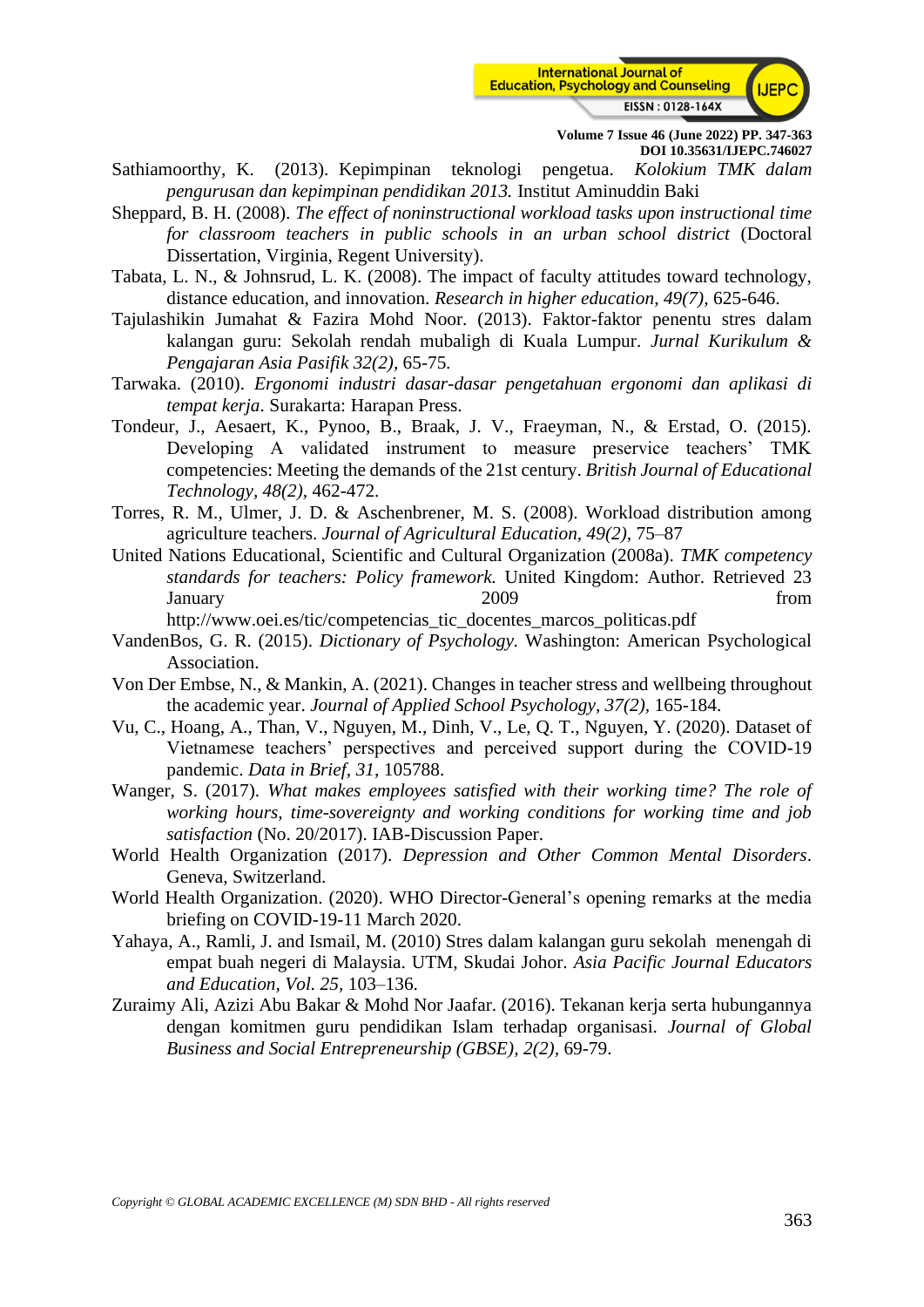Sathiamoorthy, K. (2013). Kepimpinan teknologi pengetua. *Kolokium TMK dalam pengurusan dan kepimpinan pendidikan 2013.* Institut Aminuddin Baki

Sheppard, B. H. (2008). *The effect of noninstructional workload tasks upon instructional time for classroom teachers in public schools in an urban school district* (Doctoral Dissertation, Virginia, Regent University).

Tabata, L. N., & Johnsrud, L. K. (2008). The impact of faculty attitudes toward technology, distance education, and innovation. *Research in higher education, 49(7),* 625-646.

Tajulashikin Jumahat & Fazira Mohd Noor. (2013). Faktor-faktor penentu stres dalam kalangan guru: Sekolah rendah mubaligh di Kuala Lumpur. *Jurnal Kurikulum & Pengajaran Asia Pasifik 32(2),* 65-75.

Tarwaka. (2010). *Ergonomi industri dasar-dasar pengetahuan ergonomi dan aplikasi di tempat kerja*. Surakarta: Harapan Press.

Tondeur, J., Aesaert, K., Pynoo, B., Braak, J. V., Fraeyman, N., & Erstad, O. (2015). Developing A validated instrument to measure preservice teachers' TMK competencies: Meeting the demands of the 21st century. *British Journal of Educational Technology, 48(2),* 462-472.

Torres, R. M., Ulmer, J. D. & Aschenbrener, M. S. (2008). Workload distribution among agriculture teachers. *Journal of Agricultural Education, 49(2),* 75–87

United Nations Educational, Scientific and Cultural Organization (2008a). *TMK competency standards for teachers: Policy framework.* United Kingdom: Author. Retrieved 23 January 2009 from http://www.oei.es/tic/competencias_tic_docentes_marcos_politicas.pdf

VandenBos, G. R. (2015). *Dictionary of Psychology.* Washington: American Psychological Association.

Von Der Embse, N., & Mankin, A. (2021). Changes in teacher stress and wellbeing throughout the academic year. *Journal of Applied School Psychology, 37(2),* 165-184.

Vu, C., Hoang, A., Than, V., Nguyen, M., Dinh, V., Le, Q. T., Nguyen, Y. (2020). Dataset of Vietnamese teachers' perspectives and perceived support during the COVID-19 pandemic. *Data in Brief, 31*, 105788.

Wanger, S. (2017). *What makes employees satisfied with their working time? The role of working hours, time-sovereignty and working conditions for working time and job satisfaction* (No. 20/2017). IAB-Discussion Paper.

World Health Organization (2017). *Depression and Other Common Mental Disorders*. Geneva, Switzerland.

World Health Organization. (2020). WHO Director-General's opening remarks at the media briefing on COVID-19-11 March 2020.

Yahaya, A., Ramli, J. and Ismail, M. (2010) Stres dalam kalangan guru sekolah menengah di empat buah negeri di Malaysia. UTM, Skudai Johor. *Asia Pacific Journal Educators and Education, Vol. 25,* 103–136.

Zuraimy Ali, Azizi Abu Bakar & Mohd Nor Jaafar. (2016). Tekanan kerja serta hubungannya dengan komitmen guru pendidikan Islam terhadap organisasi. *Journal of Global Business and Social Entrepreneurship (GBSE), 2(2),* 69-79.